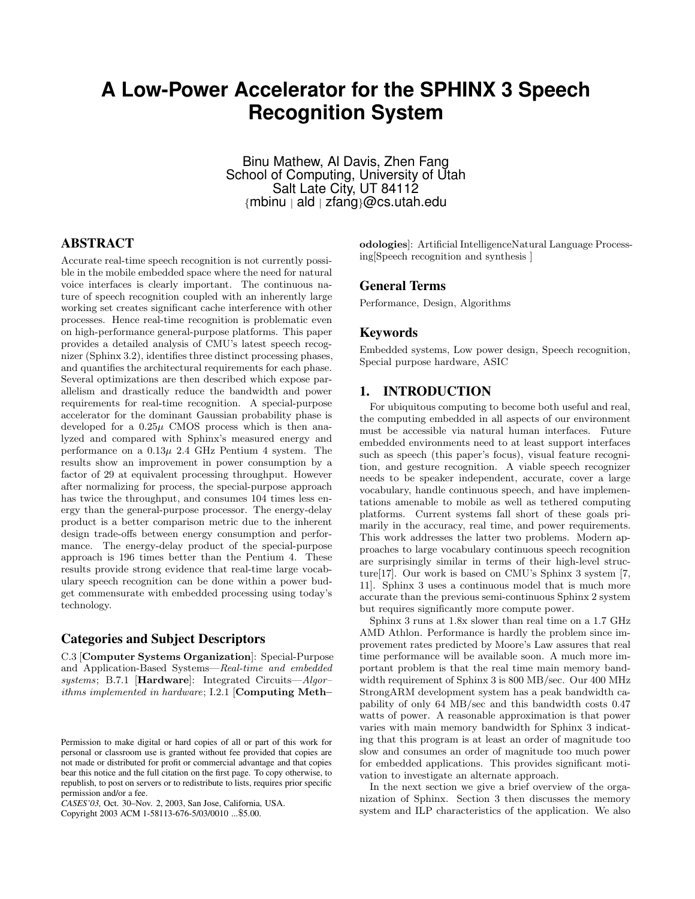# A Low-Power Accelerator for the SPHINX 3 Speech Recognition System

Binu Mathew, Al Davis, Zhen Fang
School of Computing, University of Utah
Salt Late City, UT 84112
{mbinu | ald | zfang}@cs.utah.edu

## ABSTRACT

Accurate real-time speech recognition is not currently possible in the mobile embedded space where the need for natural voice interfaces is clearly important. The continuous nature of speech recognition coupled with an inherently large working set creates significant cache interference with other processes. Hence real-time recognition is problematic even on high-performance general-purpose platforms. This paper provides a detailed analysis of CMU's latest speech recognizer (Sphinx 3.2), identifies three distinct processing phases, and quantifies the architectural requirements for each phase. Several optimizations are then described which expose parallelism and drastically reduce the bandwidth and power requirements for real-time recognition. A special-purpose accelerator for the dominant Gaussian probability phase is developed for a $0.25\mu$ CMOS process which is then analyzed and compared with Sphinx's measured energy and performance on a $0.13\mu$ 2.4 GHz Pentium 4 system. The results show an improvement in power consumption by a factor of 29 at equivalent processing throughput. However after normalizing for process, the special-purpose approach has twice the throughput, and consumes 104 times less energy than the general-purpose processor. The energy-delay product is a better comparison metric due to the inherent design trade-offs between energy consumption and performance. The energy-delay product of the special-purpose approach is 196 times better than the Pentium 4. These results provide strong evidence that real-time large vocabulary speech recognition can be done within a power budget commensurate with embedded processing using today's technology.

### Categories and Subject Descriptors

C.3 [**Computer Systems Organization**]: Special-Purpose and Application-Based Systems—*Real-time and embedded systems*; B.7.1 [**Hardware**]: Integrated Circuits—*Algorithms implemented in hardware*; I.2.1 [**Computing Methodologies**]: Artificial IntelligenceNatural Language Processing[Speech recognition and synthesis ]

### General Terms

Performance, Design, Algorithms

### Keywords

Embedded systems, Low power design, Speech recognition, Special purpose hardware, ASIC

## 1. INTRODUCTION

For ubiquitous computing to become both useful and real, the computing embedded in all aspects of our environment must be accessible via natural human interfaces. Future embedded environments need to at least support interfaces such as speech (this paper's focus), visual feature recognition, and gesture recognition. A viable speech recognizer needs to be speaker independent, accurate, cover a large vocabulary, handle continuous speech, and have implementations amenable to mobile as well as tethered computing platforms. Current systems fall short of these goals primarily in the accuracy, real time, and power requirements. This work addresses the latter two problems. Modern approaches to large vocabulary continuous speech recognition are surprisingly similar in terms of their high-level structure[17]. Our work is based on CMU's Sphinx 3 system [7, 11]. Sphinx 3 uses a continuous model that is much more accurate than the previous semi-continuous Sphinx 2 system but requires significantly more compute power.

Sphinx 3 runs at 1.8x slower than real time on a 1.7 GHz AMD Athlon. Performance is hardly the problem since improvement rates predicted by Moore's Law assures that real time performance will be available soon. A much more important problem is that the real time main memory bandwidth requirement of Sphinx 3 is 800 MB/sec. Our 400 MHz StrongARM development system has a peak bandwidth capability of only 64 MB/sec and this bandwidth costs 0.47 watts of power. A reasonable approximation is that power varies with main memory bandwidth for Sphinx 3 indicating that this program is at least an order of magnitude too slow and consumes an order of magnitude too much power for embedded applications. This provides significant motivation to investigate an alternate approach.

In the next section we give a brief overview of the organization of Sphinx. Section 3 then discusses the memory system and ILP characteristics of the application. We also

Permission to make digital or hard copies of all or part of this work for personal or classroom use is granted without fee provided that copies are not made or distributed for profit or commercial advantage and that copies bear this notice and the full citation on the first page. To copy otherwise, to republish, to post on servers or to redistribute to lists, requires prior specific permission and/or a fee.
*CASES'03*, Oct. 30–Nov. 2, 2003, San Jose, California, USA.
Copyright 2003 ACM 1-58113-676-5/03/0010 ...$5.00.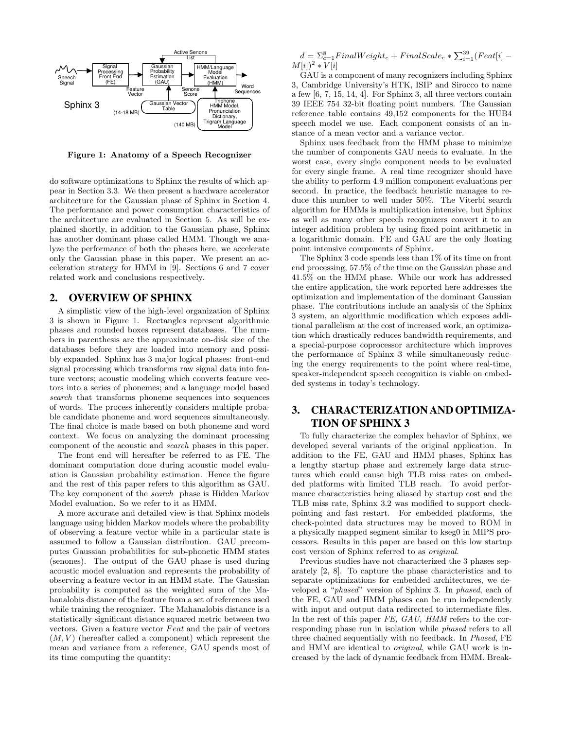Figure 1: Anatomy of a Speech Recognizer

do software optimizations to Sphinx the results of which appear in Section 3.3. We then present a hardware accelerator architecture for the Gaussian phase of Sphinx in Section 4. The performance and power consumption characteristics of the architecture are evaluated in Section 5. As will be explained shortly, in addition to the Gaussian phase, Sphinx has another dominant phase called HMM. Though we analyze the performance of both the phases here, we accelerate only the Gaussian phase in this paper. We present an acceleration strategy for HMM in [9]. Sections 6 and 7 cover related work and conclusions respectively.

## 2. OVERVIEW OF SPHINX

A simplistic view of the high-level organization of Sphinx 3 is shown in Figure 1. Rectangles represent algorithmic phases and rounded boxes represent databases. The numbers in parenthesis are the approximate on-disk size of the databases before they are loaded into memory and possibly expanded. Sphinx has 3 major logical phases: front-end signal processing which transforms raw signal data into feature vectors; acoustic modeling which converts feature vectors into a series of phonemes; and a language model based *search* that transforms phoneme sequences into sequences of words. The process inherently considers multiple probable candidate phoneme and word sequences simultaneously. The final choice is made based on both phoneme and word context. We focus on analyzing the dominant processing component of the acoustic and *search* phases in this paper.

The front end will hereafter be referred to as FE. The dominant computation done during acoustic model evaluation is Gaussian probability estimation. Hence the figure and the rest of this paper refers to this algorithm as GAU. The key component of the *search* phase is Hidden Markov Model evaluation. So we refer to it as HMM.

A more accurate and detailed view is that Sphinx models language using hidden Markov models where the probability of observing a feature vector while in a particular state is assumed to follow a Gaussian distribution. GAU precomputes Gaussian probabilities for sub-phonetic HMM states (senones). The output of the GAU phase is used during acoustic model evaluation and represents the probability of observing a feature vector in an HMM state. The Gaussian probability is computed as the weighted sum of the Mahanalobis distance of the feature from a set of references used while training the recognizer. The Mahanalobis distance is a statistically significant distance squared metric between two vectors. Given a feature vector $Feat$ and the pair of vectors $(M, V)$ (hereafter called a component) which represent the mean and variance from a reference, GAU spends most of its time computing the quantity:

$$d = \Sigma_{c=1}^{8} FinalWeight_c + FinalScale_c * \sum_{i=1}^{39} (Feat[i] - M[i])^2 * V[i]$$

GAU is a component of many recognizers including Sphinx 3, Cambridge University's HTK, ISIP and Sirocco to name a few [6, 7, 15, 14, 4]. For Sphinx 3, all three vectors contain 39 IEEE 754 32-bit floating point numbers. The Gaussian reference table contains 49,152 components for the HUB4 speech model we use. Each component consists of an instance of a mean vector and a variance vector.

Sphinx uses feedback from the HMM phase to minimize the number of components GAU needs to evaluate. In the worst case, every single component needs to be evaluated for every single frame. A real time recognizer should have the ability to perform 4.9 million component evaluations per second. In practice, the feedback heuristic manages to reduce this number to well under 50%. The Viterbi search algorithm for HMMs is multiplication intensive, but Sphinx as well as many other speech recognizers convert it to an integer addition problem by using fixed point arithmetic in a logarithmic domain. FE and GAU are the only floating point intensive components of Sphinx.

The Sphinx 3 code spends less than 1% of its time on front end processing, 57.5% of the time on the Gaussian phase and 41.5% on the HMM phase. While our work has addressed the entire application, the work reported here addresses the optimization and implementation of the dominant Gaussian phase. The contributions include an analysis of the Sphinx 3 system, an algorithmic modification which exposes additional parallelism at the cost of increased work, an optimization which drastically reduces bandwidth requirements, and a special-purpose coprocessor architecture which improves the performance of Sphinx 3 while simultaneously reducing the energy requirements to the point where real-time, speaker-independent speech recognition is viable on embedded systems in today's technology.

## 3. CHARACTERIZATION AND OPTIMIZATION OF SPHINX 3

To fully characterize the complex behavior of Sphinx, we developed several variants of the original application. In addition to the FE, GAU and HMM phases, Sphinx has a lengthy startup phase and extremely large data structures which could cause high TLB miss rates on embedded platforms with limited TLB reach. To avoid performance characteristics being aliased by startup cost and the TLB miss rate, Sphinx 3.2 was modified to support checkpointing and fast restart. For embedded platforms, the check-pointed data structures may be moved to ROM in a physically mapped segment similar to kseg0 in MIPS processors. Results in this paper are based on this low startup cost version of Sphinx referred to as *original*.

Previous studies have not characterized the 3 phases separately [2, 8]. To capture the phase characteristics and to separate optimizations for embedded architectures, we developed a "*phased*" version of Sphinx 3. In *phased*, each of the FE, GAU and HMM phases can be run independently with input and output data redirected to intermediate files. In the rest of this paper *FE, GAU, HMM* refers to the corresponding phase run in isolation while *phased* refers to all three chained sequentially with no feedback. In *Phased*, FE and HMM are identical to *original*, while GAU work is increased by the lack of dynamic feedback from HMM. Break-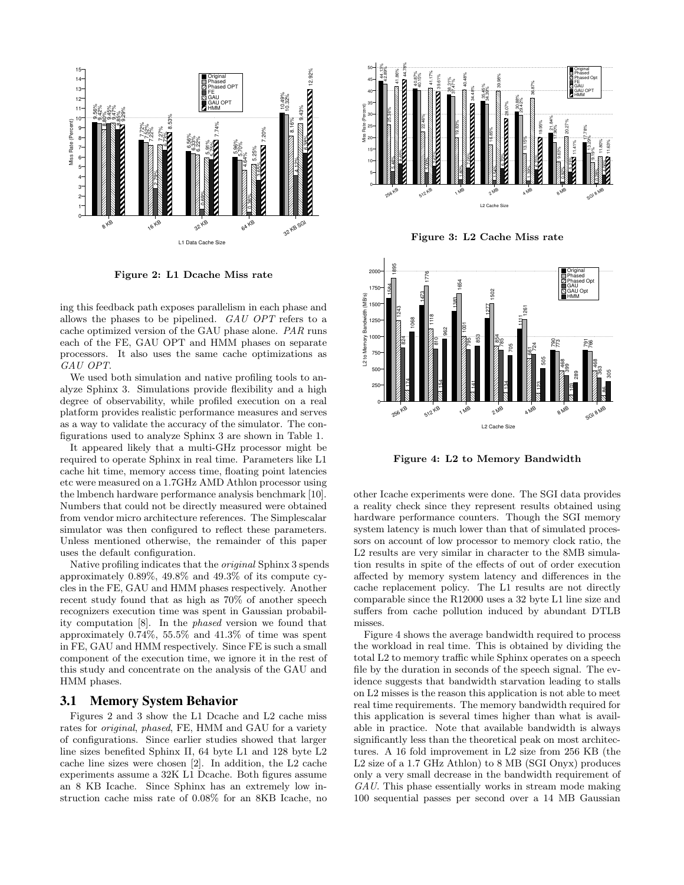Figure 2: L1 Dcache Miss rate

ing this feedback path exposes parallelism in each phase and allows the phases to be pipelined. *GAU OPT* refers to a cache optimized version of the GAU phase alone. *PAR* runs each of the FE, GAU OPT and HMM phases on separate processors. It also uses the same cache optimizations as *GAU OPT*.

We used both simulation and native profiling tools to analyze Sphinx 3. Simulations provide flexibility and a high degree of observability, while profiled execution on a real platform provides realistic performance measures and serves as a way to validate the accuracy of the simulator. The configurations used to analyze Sphinx 3 are shown in Table 1.

It appeared likely that a multi-GHz processor might be required to operate Sphinx in real time. Parameters like L1 cache hit time, memory access time, floating point latencies etc were measured on a 1.7GHz AMD Athlon processor using the lmbench hardware performance analysis benchmark [10]. Numbers that could not be directly measured were obtained from vendor micro architecture references. The Simplescalar simulator was then configured to reflect these parameters. Unless mentioned otherwise, the remainder of this paper uses the default configuration.

Native profiling indicates that the *original* Sphinx 3 spends approximately 0.89%, 49.8% and 49.3% of its compute cycles in the FE, GAU and HMM phases respectively. Another recent study found that as high as 70% of another speech recognizers execution time was spent in Gaussian probability computation [8]. In the *phased* version we found that approximately 0.74%, 55.5% and 41.3% of time was spent in FE, GAU and HMM respectively. Since FE is such a small component of the execution time, we ignore it in the rest of this study and concentrate on the analysis of the GAU and HMM phases.

## 3.1 Memory System Behavior

Figures 2 and 3 show the L1 Dcache and L2 cache miss rates for *original*, *phased*, FE, HMM and GAU for a variety of configurations. Since earlier studies showed that larger line sizes benefited Sphinx II, 64 byte L1 and 128 byte L2 cache line sizes were chosen [2]. In addition, the L2 cache experiments assume a 32K L1 Dcache. Both figures assume an 8 KB Icache. Since Sphinx has an extremely low instruction cache miss rate of 0.08% for an 8KB Icache, no other Icache experiments were done. The SGI data provides a reality check since they represent results obtained using hardware performance counters. Though the SGI memory system latency is much lower than that of simulated processors on account of low processor to memory clock ratio, the L2 results are very similar in character to the 8MB simulation results in spite of the effects of out of order execution affected by memory system latency and differences in the cache replacement policy. The L1 results are not directly comparable since the R12000 uses a 32 byte L1 line size and suffers from cache pollution induced by abundant DTLB misses.

Figure 3: L2 Cache Miss rate

Figure 4: L2 to Memory Bandwidth

Figure 4 shows the average bandwidth required to process the workload in real time. This is obtained by dividing the total L2 to memory traffic while Sphinx operates on a speech file by the duration in seconds of the speech signal. The evidence suggests that bandwidth starvation leading to stalls on L2 misses is the reason this application is not able to meet real time requirements. The memory bandwidth required for this application is several times higher than what is available in practice. Note that available bandwidth is always significantly less than the theoretical peak on most architectures. A 16 fold improvement in L2 size from 256 KB (the L2 size of a 1.7 GHz Athlon) to 8 MB (SGI Onyx) produces only a very small decrease in the bandwidth requirement of *GAU*. This phase essentially works in stream mode making 100 sequential passes per second over a 14 MB Gaussian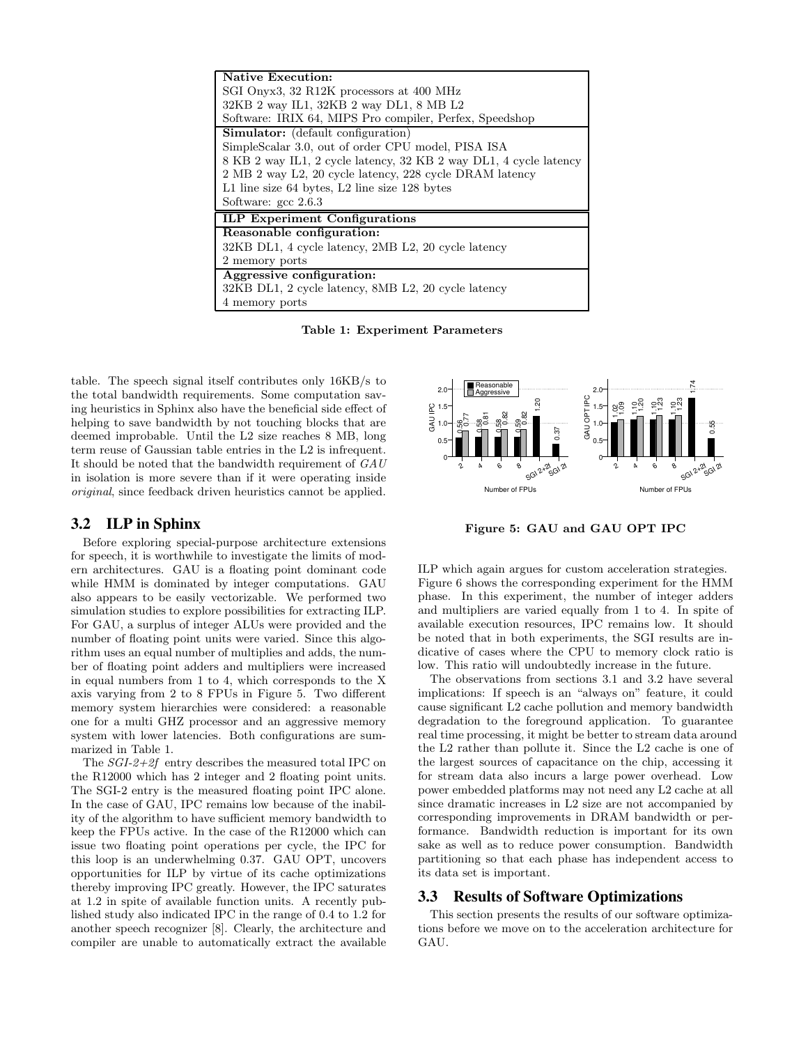| **Native Execution:** |
|---|
| SGI Onyx3, 32 R12K processors at 400 MHz |
| 32KB 2 way IL1, 32KB 2 way DL1, 8 MB L2 |
| Software: IRIX 64, MIPS Pro compiler, Perfex, Speedshop |
| **Simulator:** (default configuration) |
| SimpleScalar 3.0, out of order CPU model, PISA ISA |
| 8 KB 2 way IL1, 2 cycle latency, 32 KB 2 way DL1, 4 cycle latency |
| 2 MB 2 way L2, 20 cycle latency, 228 cycle DRAM latency |
| L1 line size 64 bytes, L2 line size 128 bytes |
| Software: gcc 2.6.3 |
| **ILP Experiment Configurations** |
| **Reasonable configuration:** |
| 32KB DL1, 4 cycle latency, 2MB L2, 20 cycle latency |
| 2 memory ports |
| **Aggressive configuration:** |
| 32KB DL1, 2 cycle latency, 8MB L2, 20 cycle latency |
| 4 memory ports |

**Table 1: Experiment Parameters**

table. The speech signal itself contributes only 16KB/s to the total bandwidth requirements. Some computation saving heuristics in Sphinx also have the beneficial side effect of helping to save bandwidth by not touching blocks that are deemed improbable. Until the L2 size reaches 8 MB, long term reuse of Gaussian table entries in the L2 is infrequent. It should be noted that the bandwidth requirement of *GAU* in isolation is more severe than if it were operating inside *original*, since feedback driven heuristics cannot be applied.

## 3.2 ILP in Sphinx

Before exploring special-purpose architecture extensions for speech, it is worthwhile to investigate the limits of modern architectures. GAU is a floating point dominant code while HMM is dominated by integer computations. GAU also appears to be easily vectorizable. We performed two simulation studies to explore possibilities for extracting ILP. For GAU, a surplus of integer ALUs were provided and the number of floating point units were varied. Since this algorithm uses an equal number of multiplies and adds, the number of floating point adders and multipliers were increased in equal numbers from 1 to 4, which corresponds to the X axis varying from 2 to 8 FPUs in Figure 5. Two different memory system hierarchies were considered: a reasonable one for a multi GHZ processor and an aggressive memory system with lower latencies. Both configurations are summarized in Table 1.

The *SGI-2+2f* entry describes the measured total IPC on the R12000 which has 2 integer and 2 floating point units. The SGI-2 entry is the measured floating point IPC alone. In the case of GAU, IPC remains low because of the inability of the algorithm to have sufficient memory bandwidth to keep the FPUs active. In the case of the R12000 which can issue two floating point operations per cycle, the IPC for this loop is an underwhelming 0.37. GAU OPT, uncovers opportunities for ILP by virtue of its cache optimizations thereby improving IPC greatly. However, the IPC saturates at 1.2 in spite of available function units. A recently published study also indicated IPC in the range of 0.4 to 1.2 for another speech recognizer [8]. Clearly, the architecture and compiler are unable to automatically extract the available

**Figure 5: GAU and GAU OPT IPC**

ILP which again argues for custom acceleration strategies. Figure 6 shows the corresponding experiment for the HMM phase. In this experiment, the number of integer adders and multipliers are varied equally from 1 to 4. In spite of available execution resources, IPC remains low. It should be noted that in both experiments, the SGI results are indicative of cases where the CPU to memory clock ratio is low. This ratio will undoubtedly increase in the future.

The observations from sections 3.1 and 3.2 have several implications: If speech is an "always on" feature, it could cause significant L2 cache pollution and memory bandwidth degradation to the foreground application. To guarantee real time processing, it might be better to stream data around the L2 rather than pollute it. Since the L2 cache is one of the largest sources of capacitance on the chip, accessing it for stream data also incurs a large power overhead. Low power embedded platforms may not need any L2 cache at all since dramatic increases in L2 size are not accompanied by corresponding improvements in DRAM bandwidth or performance. Bandwidth reduction is important for its own sake as well as to reduce power consumption. Bandwidth partitioning so that each phase has independent access to its data set is important.

## 3.3 Results of Software Optimizations

This section presents the results of our software optimizations before we move on to the acceleration architecture for GAU.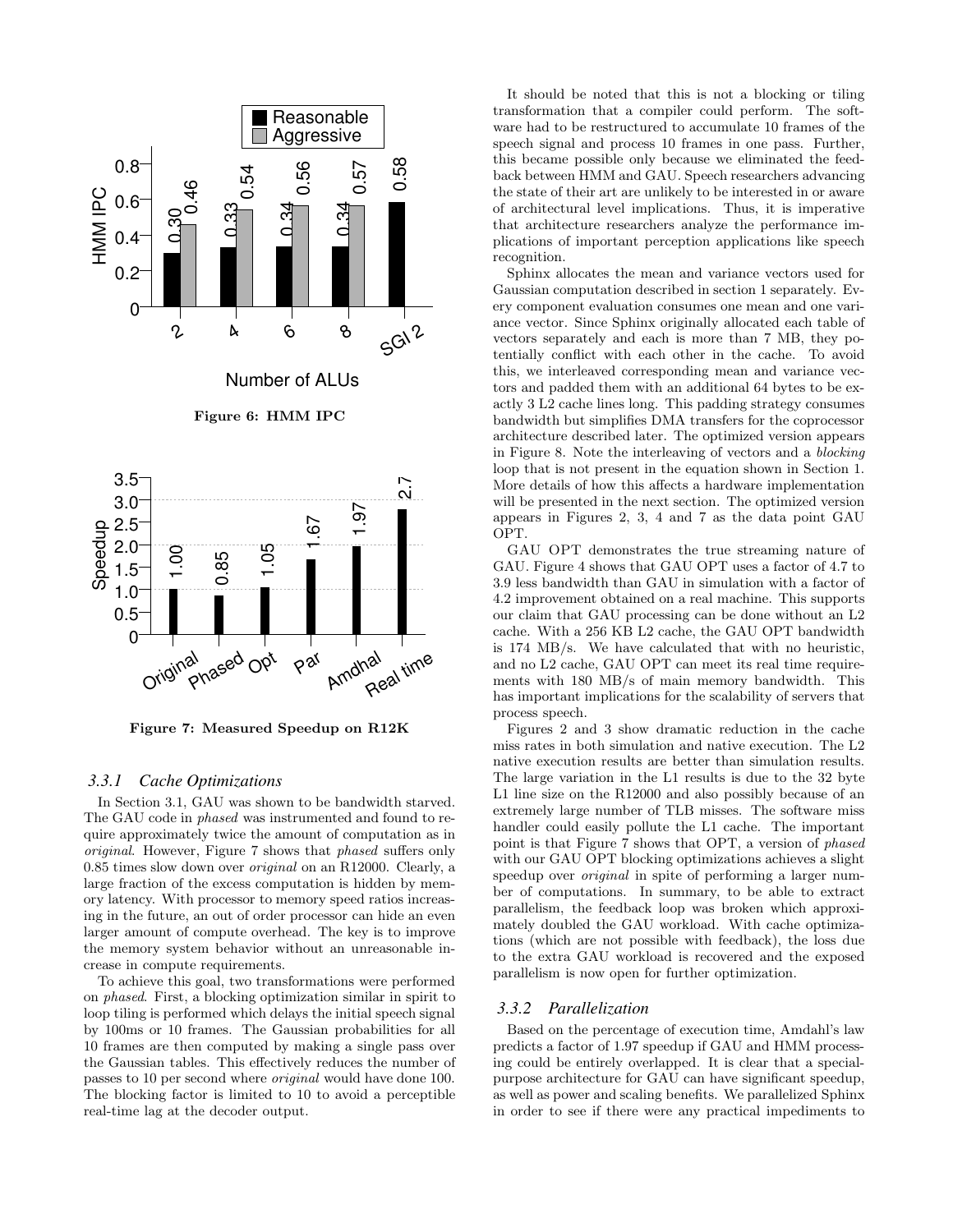Figure 6: HMM IPC

Figure 7: Measured Speedup on R12K

### 3.3.1 Cache Optimizations

In Section 3.1, GAU was shown to be bandwidth starved. The GAU code in *phased* was instrumented and found to require approximately twice the amount of computation as in *original*. However, Figure 7 shows that *phased* suffers only 0.85 times slow down over *original* on an R12000. Clearly, a large fraction of the excess computation is hidden by memory latency. With processor to memory speed ratios increasing in the future, an out of order processor can hide an even larger amount of compute overhead. The key is to improve the memory system behavior without an unreasonable increase in compute requirements.

To achieve this goal, two transformations were performed on *phased*. First, a blocking optimization similar in spirit to loop tiling is performed which delays the initial speech signal by 100ms or 10 frames. The Gaussian probabilities for all 10 frames are then computed by making a single pass over the Gaussian tables. This effectively reduces the number of passes to 10 per second where *original* would have done 100. The blocking factor is limited to 10 to avoid a perceptible real-time lag at the decoder output.

It should be noted that this is not a blocking or tiling transformation that a compiler could perform. The software had to be restructured to accumulate 10 frames of the speech signal and process 10 frames in one pass. Further, this became possible only because we eliminated the feedback between HMM and GAU. Speech researchers advancing the state of their art are unlikely to be interested in or aware of architectural level implications. Thus, it is imperative that architecture researchers analyze the performance implications of important perception applications like speech recognition.

Sphinx allocates the mean and variance vectors used for Gaussian computation described in section 1 separately. Every component evaluation consumes one mean and one variance vector. Since Sphinx originally allocated each table of vectors separately and each is more than 7 MB, they potentially conflict with each other in the cache. To avoid this, we interleaved corresponding mean and variance vectors and padded them with an additional 64 bytes to be exactly 3 L2 cache lines long. This padding strategy consumes bandwidth but simplifies DMA transfers for the coprocessor architecture described later. The optimized version appears in Figure 8. Note the interleaving of vectors and a *blocking* loop that is not present in the equation shown in Section 1. More details of how this affects a hardware implementation will be presented in the next section. The optimized version appears in Figures 2, 3, 4 and 7 as the data point GAU OPT.

GAU OPT demonstrates the true streaming nature of GAU. Figure 4 shows that GAU OPT uses a factor of 4.7 to 3.9 less bandwidth than GAU in simulation with a factor of 4.2 improvement obtained on a real machine. This supports our claim that GAU processing can be done without an L2 cache. With a 256 KB L2 cache, the GAU OPT bandwidth is 174 MB/s. We have calculated that with no heuristic, and no L2 cache, GAU OPT can meet its real time requirements with 180 MB/s of main memory bandwidth. This has important implications for the scalability of servers that process speech.

Figures 2 and 3 show dramatic reduction in the cache miss rates in both simulation and native execution. The L2 native execution results are better than simulation results. The large variation in the L1 results is due to the 32 byte L1 line size on the R12000 and also possibly because of an extremely large number of TLB misses. The software miss handler could easily pollute the L1 cache. The important point is that Figure 7 shows that OPT, a version of *phased* with our GAU OPT blocking optimizations achieves a slight speedup over *original* in spite of performing a larger number of computations. In summary, to be able to extract parallelism, the feedback loop was broken which approximately doubled the GAU workload. With cache optimizations (which are not possible with feedback), the loss due to the extra GAU workload is recovered and the exposed parallelism is now open for further optimization.

### 3.3.2 Parallelization

Based on the percentage of execution time, Amdahl's law predicts a factor of 1.97 speedup if GAU and HMM processing could be entirely overlapped. It is clear that a special-purpose architecture for GAU can have significant speedup, as well as power and scaling benefits. We parallelized Sphinx in order to see if there were any practical impediments to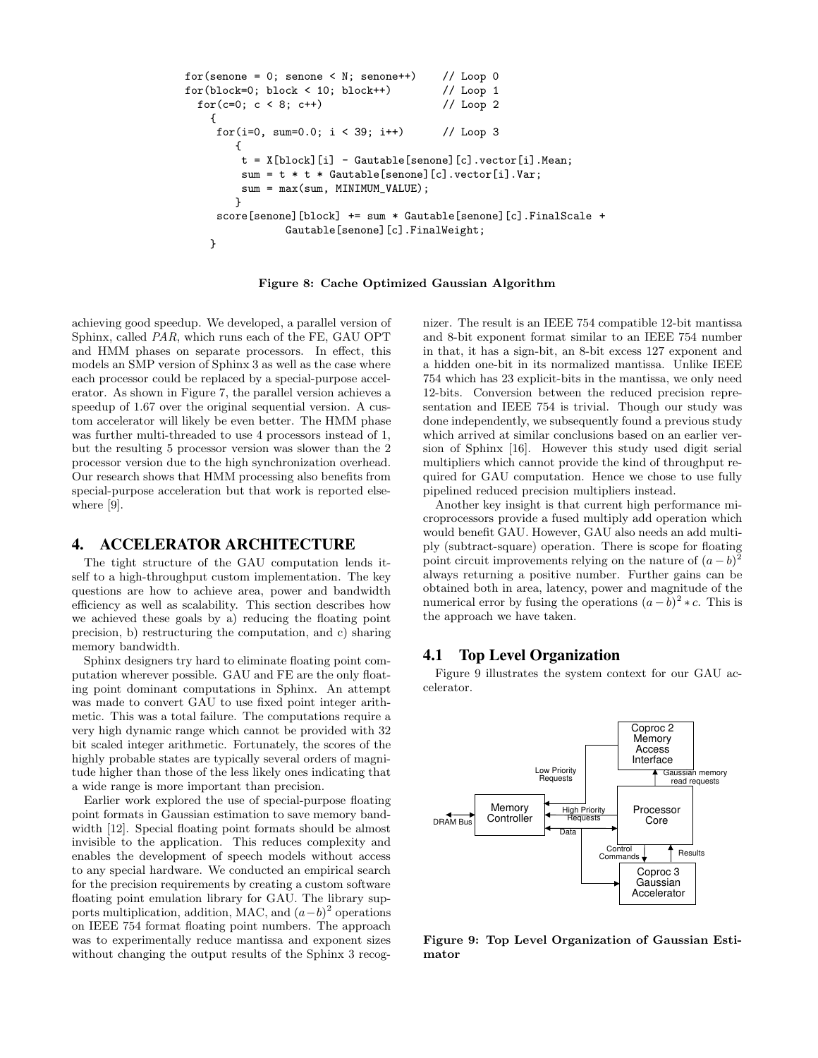```
for(senone = 0; senone < N; senone++)     // Loop 0
for(block=0; block < 10; block++)         // Loop 1
  for(c=0; c < 8; c++)                    // Loop 2
    {
     for(i=0, sum=0.0; i < 39; i++)       // Loop 3
        {
         t = X[block][i] - Gautable[senone][c].vector[i].Mean;
         sum = t * t * Gautable[senone][c].vector[i].Var;
         sum = max(sum, MINIMUM_VALUE);
        }
     score[senone][block] += sum * Gautable[senone][c].FinalScale +
                 Gautable[senone][c].FinalWeight;
    }
```

**Figure 8: Cache Optimized Gaussian Algorithm**

achieving good speedup. We developed, a parallel version of Sphinx, called *PAR*, which runs each of the FE, GAU OPT and HMM phases on separate processors. In effect, this models an SMP version of Sphinx 3 as well as the case where each processor could be replaced by a special-purpose accelerator. As shown in Figure 7, the parallel version achieves a speedup of 1.67 over the original sequential version. A custom accelerator will likely be even better. The HMM phase was further multi-threaded to use 4 processors instead of 1, but the resulting 5 processor version was slower than the 2 processor version due to the high synchronization overhead. Our research shows that HMM processing also benefits from special-purpose acceleration but that work is reported elsewhere [9].

## 4. ACCELERATOR ARCHITECTURE

The tight structure of the GAU computation lends itself to a high-throughput custom implementation. The key questions are how to achieve area, power and bandwidth efficiency as well as scalability. This section describes how we achieved these goals by a) reducing the floating point precision, b) restructuring the computation, and c) sharing memory bandwidth.

Sphinx designers try hard to eliminate floating point computation wherever possible. GAU and FE are the only floating point dominant computations in Sphinx. An attempt was made to convert GAU to use fixed point integer arithmetic. This was a total failure. The computations require a very high dynamic range which cannot be provided with 32 bit scaled integer arithmetic. Fortunately, the scores of the highly probable states are typically several orders of magnitude higher than those of the less likely ones indicating that a wide range is more important than precision.

Earlier work explored the use of special-purpose floating point formats in Gaussian estimation to save memory bandwidth [12]. Special floating point formats should be almost invisible to the application. This reduces complexity and enables the development of speech models without access to any special hardware. We conducted an empirical search for the precision requirements by creating a custom software floating point emulation library for GAU. The library supports multiplication, addition, MAC, and $(a-b)^2$ operations on IEEE 754 format floating point numbers. The approach was to experimentally reduce mantissa and exponent sizes without changing the output results of the Sphinx 3 recognizer. The result is an IEEE 754 compatible 12-bit mantissa and 8-bit exponent format similar to an IEEE 754 number in that, it has a sign-bit, an 8-bit excess 127 exponent and a hidden one-bit in its normalized mantissa. Unlike IEEE 754 which has 23 explicit-bits in the mantissa, we only need 12-bits. Conversion between the reduced precision representation and IEEE 754 is trivial. Though our study was done independently, we subsequently found a previous study which arrived at similar conclusions based on an earlier version of Sphinx [16]. However this study used digit serial multipliers which cannot provide the kind of throughput required for GAU computation. Hence we chose to use fully pipelined reduced precision multipliers instead.

Another key insight is that current high performance microprocessors provide a fused multiply add operation which would benefit GAU. However, GAU also needs an add multiply (subtract-square) operation. There is scope for floating point circuit improvements relying on the nature of $(a-b)^2$ always returning a positive number. Further gains can be obtained both in area, latency, power and magnitude of the numerical error by fusing the operations $(a-b)^2 * c$. This is the approach we have taken.

### 4.1 Top Level Organization

Figure 9 illustrates the system context for our GAU accelerator.

**Figure 9: Top Level Organization of Gaussian Estimator**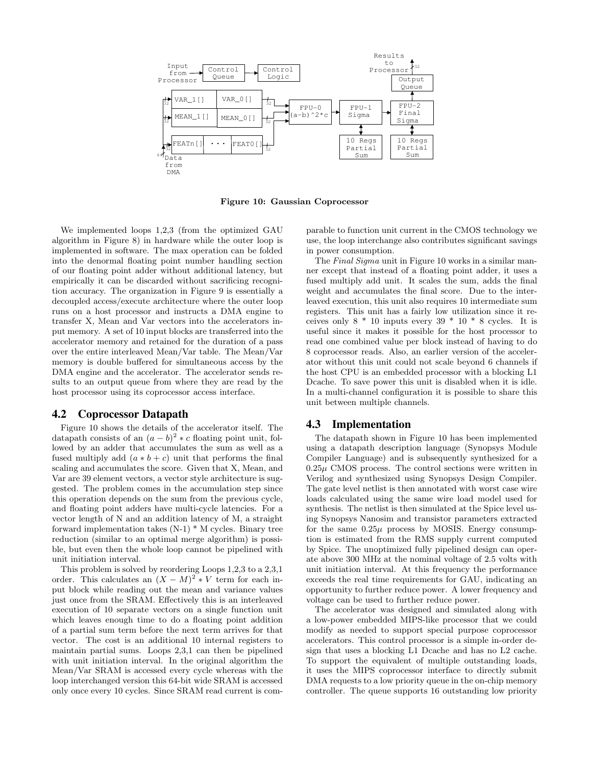**Figure 10: Gaussian Coprocessor**

We implemented loops 1,2,3 (from the optimized GAU algorithm in Figure 8) in hardware while the outer loop is implemented in software. The max operation can be folded into the denormal floating point number handling section of our floating point adder without additional latency, but empirically it can be discarded without sacrificing recognition accuracy. The organization in Figure 9 is essentially a decoupled access/execute architecture where the outer loop runs on a host processor and instructs a DMA engine to transfer X, Mean and Var vectors into the accelerators input memory. A set of 10 input blocks are transferred into the accelerator memory and retained for the duration of a pass over the entire interleaved Mean/Var table. The Mean/Var memory is double buffered for simultaneous access by the DMA engine and the accelerator. The accelerator sends results to an output queue from where they are read by the host processor using its coprocessor access interface.

## 4.2 Coprocessor Datapath

Figure 10 shows the details of the accelerator itself. The datapath consists of an $(a - b)^2 * c$ floating point unit, followed by an adder that accumulates the sum as well as a fused multiply add $(a * b + c)$ unit that performs the final scaling and accumulates the score. Given that X, Mean, and Var are 39 element vectors, a vector style architecture is suggested. The problem comes in the accumulation step since this operation depends on the sum from the previous cycle, and floating point adders have multi-cycle latencies. For a vector length of N and an addition latency of M, a straight forward implementation takes (N-1) * M cycles. Binary tree reduction (similar to an optimal merge algorithm) is possible, but even then the whole loop cannot be pipelined with unit initiation interval.

This problem is solved by reordering Loops 1,2,3 to a 2,3,1 order. This calculates an $(X - M)^2 * V$ term for each input block while reading out the mean and variance values just once from the SRAM. Effectively this is an interleaved execution of 10 separate vectors on a single function unit which leaves enough time to do a floating point addition of a partial sum term before the next term arrives for that vector. The cost is an additional 10 internal registers to maintain partial sums. Loops 2,3,1 can then be pipelined with unit initiation interval. In the original algorithm the Mean/Var SRAM is accessed every cycle whereas with the loop interchanged version this 64-bit wide SRAM is accessed only once every 10 cycles. Since SRAM read current is comparable to function unit current in the CMOS technology we use, the loop interchange also contributes significant savings in power consumption.

The *Final Sigma* unit in Figure 10 works in a similar manner except that instead of a floating point adder, it uses a fused multiply add unit. It scales the sum, adds the final weight and accumulates the final score. Due to the interleaved execution, this unit also requires 10 intermediate sum registers. This unit has a fairly low utilization since it receives only 8 * 10 inputs every 39 * 10 * 8 cycles. It is useful since it makes it possible for the host processor to read one combined value per block instead of having to do 8 coprocessor reads. Also, an earlier version of the accelerator without this unit could not scale beyond 6 channels if the host CPU is an embedded processor with a blocking L1 Dcache. To save power this unit is disabled when it is idle. In a multi-channel configuration it is possible to share this unit between multiple channels.

## 4.3 Implementation

The datapath shown in Figure 10 has been implemented using a datapath description language (Synopsys Module Compiler Language) and is subsequently synthesized for a $0.25\mu$ CMOS process. The control sections were written in Verilog and synthesized using Synopsys Design Compiler. The gate level netlist is then annotated with worst case wire loads calculated using the same wire load model used for synthesis. The netlist is then simulated at the Spice level using Synopsys Nanosim and transistor parameters extracted for the same $0.25\mu$ process by MOSIS. Energy consumption is estimated from the RMS supply current computed by Spice. The unoptimized fully pipelined design can operate above 300 MHz at the nominal voltage of 2.5 volts with unit initiation interval. At this frequency the performance exceeds the real time requirements for GAU, indicating an opportunity to further reduce power. A lower frequency and voltage can be used to further reduce power.

The accelerator was designed and simulated along with a low-power embedded MIPS-like processor that we could modify as needed to support special purpose coprocessor accelerators. This control processor is a simple in-order design that uses a blocking L1 Dcache and has no L2 cache. To support the equivalent of multiple outstanding loads, it uses the MIPS coprocessor interface to directly submit DMA requests to a low priority queue in the on-chip memory controller. The queue supports 16 outstanding low priority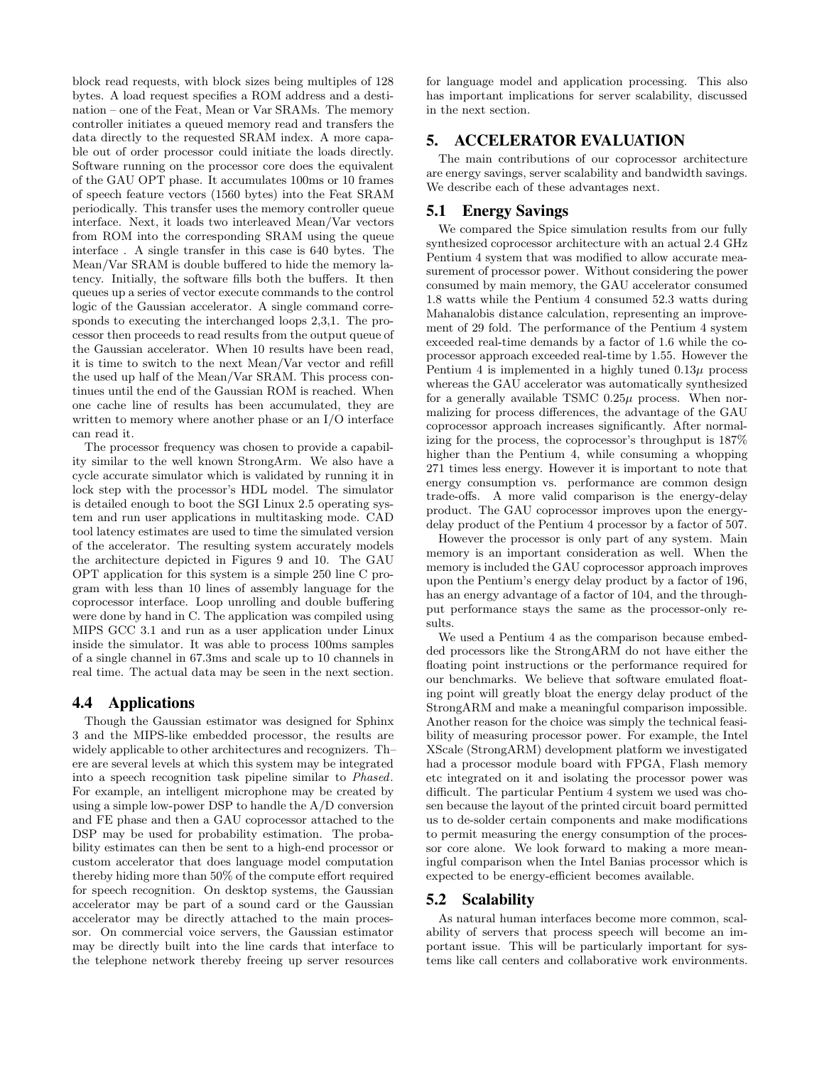block read requests, with block sizes being multiples of 128 bytes. A load request specifies a ROM address and a destination – one of the Feat, Mean or Var SRAMs. The memory controller initiates a queued memory read and transfers the data directly to the requested SRAM index. A more capable out of order processor could initiate the loads directly. Software running on the processor core does the equivalent of the GAU OPT phase. It accumulates 100ms or 10 frames of speech feature vectors (1560 bytes) into the Feat SRAM periodically. This transfer uses the memory controller queue interface. Next, it loads two interleaved Mean/Var vectors from ROM into the corresponding SRAM using the queue interface . A single transfer in this case is 640 bytes. The Mean/Var SRAM is double buffered to hide the memory latency. Initially, the software fills both the buffers. It then queues up a series of vector execute commands to the control logic of the Gaussian accelerator. A single command corresponds to executing the interchanged loops 2,3,1. The processor then proceeds to read results from the output queue of the Gaussian accelerator. When 10 results have been read, it is time to switch to the next Mean/Var vector and refill the used up half of the Mean/Var SRAM. This process continues until the end of the Gaussian ROM is reached. When one cache line of results has been accumulated, they are written to memory where another phase or an I/O interface can read it.

The processor frequency was chosen to provide a capability similar to the well known StrongArm. We also have a cycle accurate simulator which is validated by running it in lock step with the processor's HDL model. The simulator is detailed enough to boot the SGI Linux 2.5 operating system and run user applications in multitasking mode. CAD tool latency estimates are used to time the simulated version of the accelerator. The resulting system accurately models the architecture depicted in Figures 9 and 10. The GAU OPT application for this system is a simple 250 line C program with less than 10 lines of assembly language for the coprocessor interface. Loop unrolling and double buffering were done by hand in C. The application was compiled using MIPS GCC 3.1 and run as a user application under Linux inside the simulator. It was able to process 100ms samples of a single channel in 67.3ms and scale up to 10 channels in real time. The actual data may be seen in the next section.

### 4.4 Applications

Though the Gaussian estimator was designed for Sphinx 3 and the MIPS-like embedded processor, the results are widely applicable to other architectures and recognizers. There are several levels at which this system may be integrated into a speech recognition task pipeline similar to *Phased*. For example, an intelligent microphone may be created by using a simple low-power DSP to handle the A/D conversion and FE phase and then a GAU coprocessor attached to the DSP may be used for probability estimation. The probability estimates can then be sent to a high-end processor or custom accelerator that does language model computation thereby hiding more than 50% of the compute effort required for speech recognition. On desktop systems, the Gaussian accelerator may be part of a sound card or the Gaussian accelerator may be directly attached to the main processor. On commercial voice servers, the Gaussian estimator may be directly built into the line cards that interface to the telephone network thereby freeing up server resources for language model and application processing. This also has important implications for server scalability, discussed in the next section.

## 5. ACCELERATOR EVALUATION

The main contributions of our coprocessor architecture are energy savings, server scalability and bandwidth savings. We describe each of these advantages next.

### 5.1 Energy Savings

We compared the Spice simulation results from our fully synthesized coprocessor architecture with an actual 2.4 GHz Pentium 4 system that was modified to allow accurate measurement of processor power. Without considering the power consumed by main memory, the GAU accelerator consumed 1.8 watts while the Pentium 4 consumed 52.3 watts during Mahanalobis distance calculation, representing an improvement of 29 fold. The performance of the Pentium 4 system exceeded real-time demands by a factor of 1.6 while the coprocessor approach exceeded real-time by 1.55. However the Pentium 4 is implemented in a highly tuned $0.13\mu$ process whereas the GAU accelerator was automatically synthesized for a generally available TSMC $0.25\mu$ process. When normalizing for process differences, the advantage of the GAU coprocessor approach increases significantly. After normalizing for the process, the coprocessor's throughput is 187% higher than the Pentium 4, while consuming a whopping 271 times less energy. However it is important to note that energy consumption vs. performance are common design trade-offs. A more valid comparison is the energy-delay product. The GAU coprocessor improves upon the energy-delay product of the Pentium 4 processor by a factor of 507.

However the processor is only part of any system. Main memory is an important consideration as well. When the memory is included the GAU coprocessor approach improves upon the Pentium's energy delay product by a factor of 196, has an energy advantage of a factor of 104, and the throughput performance stays the same as the processor-only results.

We used a Pentium 4 as the comparison because embedded processors like the StrongARM do not have either the floating point instructions or the performance required for our benchmarks. We believe that software emulated floating point will greatly bloat the energy delay product of the StrongARM and make a meaningful comparison impossible. Another reason for the choice was simply the technical feasibility of measuring processor power. For example, the Intel XScale (StrongARM) development platform we investigated had a processor module board with FPGA, Flash memory etc integrated on it and isolating the processor power was difficult. The particular Pentium 4 system we used was chosen because the layout of the printed circuit board permitted us to de-solder certain components and make modifications to permit measuring the energy consumption of the processor core alone. We look forward to making a more meaningful comparison when the Intel Banias processor which is expected to be energy-efficient becomes available.

### 5.2 Scalability

As natural human interfaces become more common, scalability of servers that process speech will become an important issue. This will be particularly important for systems like call centers and collaborative work environments.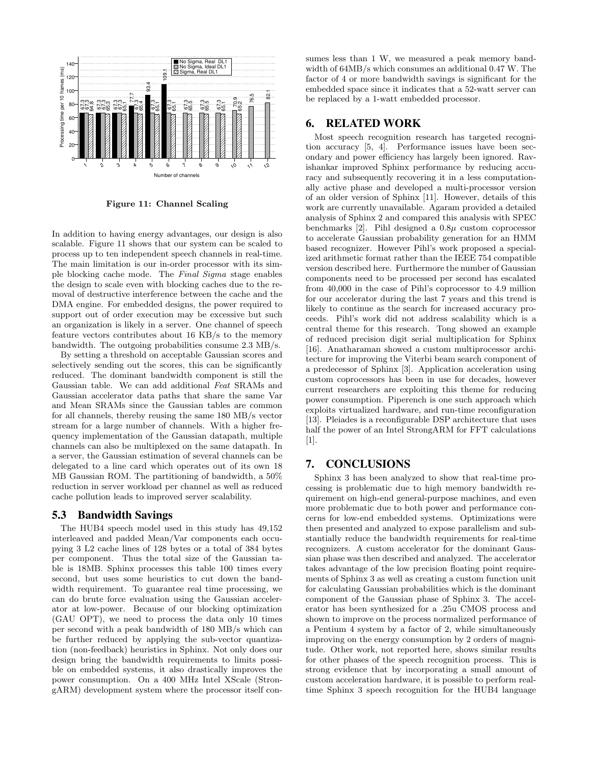Figure 11: Channel Scaling

In addition to having energy advantages, our design is also scalable. Figure 11 shows that our system can be scaled to process up to ten independent speech channels in real-time. The main limitation is our in-order processor with its simple blocking cache mode. The *Final Sigma* stage enables the design to scale even with blocking caches due to the removal of destructive interference between the cache and the DMA engine. For embedded designs, the power required to support out of order execution may be excessive but such an organization is likely in a server. One channel of speech feature vectors contributes about 16 KB/s to the memory bandwidth. The outgoing probabilities consume 2.3 MB/s.

By setting a threshold on acceptable Gaussian scores and selectively sending out the scores, this can be significantly reduced. The dominant bandwidth component is still the Gaussian table. We can add additional *Feat* SRAMs and Gaussian accelerator data paths that share the same Var and Mean SRAMs since the Gaussian tables are common for all channels, thereby reusing the same 180 MB/s vector stream for a large number of channels. With a higher frequency implementation of the Gaussian datapath, multiple channels can also be multiplexed on the same datapath. In a server, the Gaussian estimation of several channels can be delegated to a line card which operates out of its own 18 MB Gaussian ROM. The partitioning of bandwidth, a 50% reduction in server workload per channel as well as reduced cache pollution leads to improved server scalability.

### 5.3 Bandwidth Savings

The HUB4 speech model used in this study has 49,152 interleaved and padded Mean/Var components each occupying 3 L2 cache lines of 128 bytes or a total of 384 bytes per component. Thus the total size of the Gaussian table is 18MB. Sphinx processes this table 100 times every second, but uses some heuristics to cut down the bandwidth requirement. To guarantee real time processing, we can do brute force evaluation using the Gaussian accelerator at low-power. Because of our blocking optimization (GAU OPT), we need to process the data only 10 times per second with a peak bandwidth of 180 MB/s which can be further reduced by applying the sub-vector quantization (non-feedback) heuristics in Sphinx. Not only does our design bring the bandwidth requirements to limits possible on embedded systems, it also drastically improves the power consumption. On a 400 MHz Intel XScale (StrongARM) development system where the processor itself consumes less than 1 W, we measured a peak memory bandwidth of 64MB/s which consumes an additional 0.47 W. The factor of 4 or more bandwidth savings is significant for the embedded space since it indicates that a 52-watt server can be replaced by a 1-watt embedded processor.

## 6. RELATED WORK

Most speech recognition research has targeted recognition accuracy [5, 4]. Performance issues have been secondary and power efficiency has largely been ignored. Ravishankar improved Sphinx performance by reducing accuracy and subsequently recovering it in a less computationally active phase and developed a multi-processor version of an older version of Sphinx [11]. However, details of this work are currently unavailable. Agaram provided a detailed analysis of Sphinx 2 and compared this analysis with SPEC benchmarks [2]. Pihl designed a $0.8\mu$ custom coprocessor to accelerate Gaussian probability generation for an HMM based recognizer. However Pihl's work proposed a specialized arithmetic format rather than the IEEE 754 compatible version described here. Furthermore the number of Gaussian components need to be processed per second has escalated from 40,000 in the case of Pihl's coprocessor to 4.9 million for our accelerator during the last 7 years and this trend is likely to continue as the search for increased accuracy proceeds. Pihl's work did not address scalability which is a central theme for this research. Tong showed an example of reduced precision digit serial multiplication for Sphinx [16]. Anatharaman showed a custom multiprocessor architecture for improving the Viterbi beam search component of a predecessor of Sphinx [3]. Application acceleration using custom coprocessors has been in use for decades, however current researchers are exploiting this theme for reducing power consumption. Piperench is one such approach which exploits virtualized hardware, and run-time reconfiguration [13]. Pleiades is a reconfigurable DSP architecture that uses half the power of an Intel StrongARM for FFT calculations [1].

## 7. CONCLUSIONS

Sphinx 3 has been analyzed to show that real-time processing is problematic due to high memory bandwidth requirement on high-end general-purpose machines, and even more problematic due to both power and performance concerns for low-end embedded systems. Optimizations were then presented and analyzed to expose parallelism and substantially reduce the bandwidth requirements for real-time recognizers. A custom accelerator for the dominant Gaussian phase was then described and analyzed. The accelerator takes advantage of the low precision floating point requirements of Sphinx 3 as well as creating a custom function unit for calculating Gaussian probabilities which is the dominant component of the Gaussian phase of Sphinx 3. The accelerator has been synthesized for a .25u CMOS process and shown to improve on the process normalized performance of a Pentium 4 system by a factor of 2, while simultaneously improving on the energy consumption by 2 orders of magnitude. Other work, not reported here, shows similar results for other phases of the speech recognition process. This is strong evidence that by incorporating a small amount of custom acceleration hardware, it is possible to perform real-time Sphinx 3 speech recognition for the HUB4 language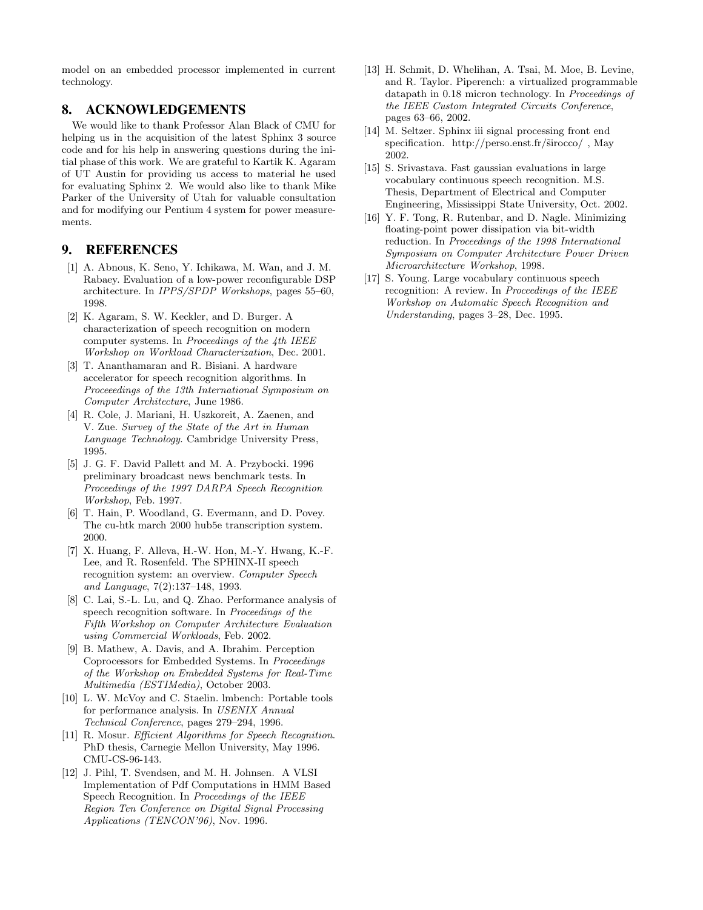model on an embedded processor implemented in current technology.

## 8. ACKNOWLEDGEMENTS

We would like to thank Professor Alan Black of CMU for helping us in the acquisition of the latest Sphinx 3 source code and for his help in answering questions during the initial phase of this work. We are grateful to Kartik K. Agaram of UT Austin for providing us access to material he used for evaluating Sphinx 2. We would also like to thank Mike Parker of the University of Utah for valuable consultation and for modifying our Pentium 4 system for power measurements.

## 9. REFERENCES

[1] A. Abnous, K. Seno, Y. Ichikawa, M. Wan, and J. M. Rabaey. Evaluation of a low-power reconfigurable DSP architecture. In *IPPS/SPDP Workshops*, pages 55–60, 1998.

[2] K. Agaram, S. W. Keckler, and D. Burger. A characterization of speech recognition on modern computer systems. In *Proceedings of the 4th IEEE Workshop on Workload Characterization*, Dec. 2001.

[3] T. Ananthamaran and R. Bisiani. A hardware accelerator for speech recognition algorithms. In *Proceeedings of the 13th International Symposium on Computer Architecture*, June 1986.

[4] R. Cole, J. Mariani, H. Uszkoreit, A. Zaenen, and V. Zue. *Survey of the State of the Art in Human Language Technology*. Cambridge University Press, 1995.

[5] J. G. F. David Pallett and M. A. Przybocki. 1996 preliminary broadcast news benchmark tests. In *Proceedings of the 1997 DARPA Speech Recognition Workshop*, Feb. 1997.

[6] T. Hain, P. Woodland, G. Evermann, and D. Povey. The cu-htk march 2000 hub5e transcription system. 2000.

[7] X. Huang, F. Alleva, H.-W. Hon, M.-Y. Hwang, K.-F. Lee, and R. Rosenfeld. The SPHINX-II speech recognition system: an overview. *Computer Speech and Language*, 7(2):137–148, 1993.

[8] C. Lai, S.-L. Lu, and Q. Zhao. Performance analysis of speech recognition software. In *Proceedings of the Fifth Workshop on Computer Architecture Evaluation using Commercial Workloads*, Feb. 2002.

[9] B. Mathew, A. Davis, and A. Ibrahim. Perception Coprocessors for Embedded Systems. In *Proceedings of the Workshop on Embedded Systems for Real-Time Multimedia (ESTIMedia)*, October 2003.

[10] L. W. McVoy and C. Staelin. lmbench: Portable tools for performance analysis. In *USENIX Annual Technical Conference*, pages 279–294, 1996.

[11] R. Mosur. *Efficient Algorithms for Speech Recognition*. PhD thesis, Carnegie Mellon University, May 1996. CMU-CS-96-143.

[12] J. Pihl, T. Svendsen, and M. H. Johnsen. A VLSI Implementation of Pdf Computations in HMM Based Speech Recognition. In *Proceedings of the IEEE Region Ten Conference on Digital Signal Processing Applications (TENCON'96)*, Nov. 1996.

[13] H. Schmit, D. Whelihan, A. Tsai, M. Moe, B. Levine, and R. Taylor. Piperench: a virtualized programmable datapath in 0.18 micron technology. In *Proceedings of the IEEE Custom Integrated Circuits Conference*, pages 63–66, 2002.

[14] M. Seltzer. Sphinx iii signal processing front end specification. http://perso.enst.fr/~sirocco/ , May 2002.

[15] S. Srivastava. Fast gaussian evaluations in large vocabulary continuous speech recognition. M.S. Thesis, Department of Electrical and Computer Engineering, Mississippi State University, Oct. 2002.

[16] Y. F. Tong, R. Rutenbar, and D. Nagle. Minimizing floating-point power dissipation via bit-width reduction. In *Proceedings of the 1998 International Symposium on Computer Architecture Power Driven Microarchitecture Workshop*, 1998.

[17] S. Young. Large vocabulary continuous speech recognition: A review. In *Proceedings of the IEEE Workshop on Automatic Speech Recognition and Understanding*, pages 3–28, Dec. 1995.